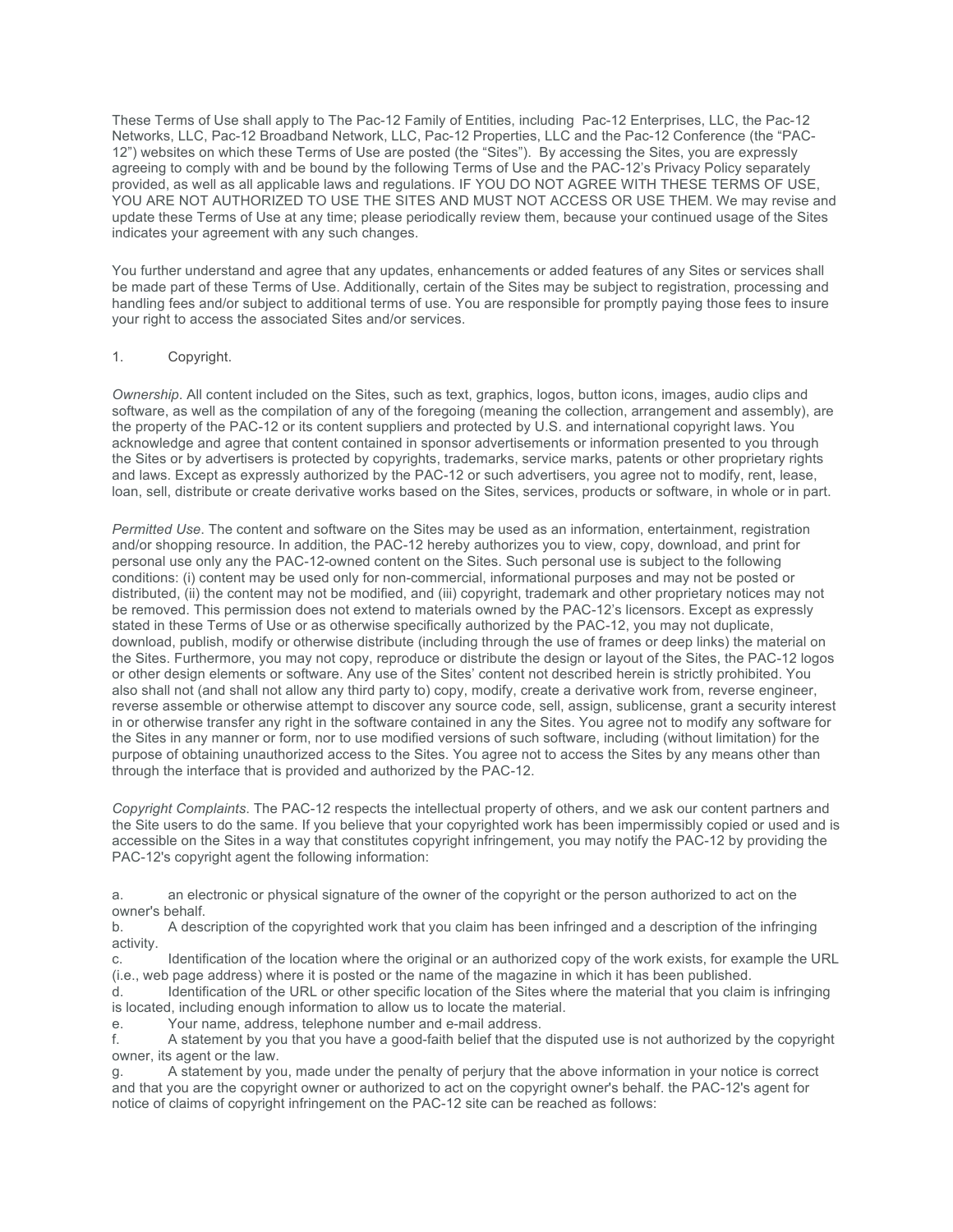These Terms of Use shall apply to The Pac-12 Family of Entities, including Pac-12 Enterprises, LLC, the Pac-12 Networks, LLC, Pac-12 Broadband Network, LLC, Pac-12 Properties, LLC and the Pac-12 Conference (the "PAC-12") websites on which these Terms of Use are posted (the "Sites"). By accessing the Sites, you are expressly agreeing to comply with and be bound by the following Terms of Use and the PAC-12's Privacy Policy separately provided, as well as all applicable laws and regulations. IF YOU DO NOT AGREE WITH THESE TERMS OF USE, YOU ARE NOT AUTHORIZED TO USE THE SITES AND MUST NOT ACCESS OR USE THEM. We may revise and update these Terms of Use at any time; please periodically review them, because your continued usage of the Sites indicates your agreement with any such changes.

You further understand and agree that any updates, enhancements or added features of any Sites or services shall be made part of these Terms of Use. Additionally, certain of the Sites may be subject to registration, processing and handling fees and/or subject to additional terms of use. You are responsible for promptly paying those fees to insure your right to access the associated Sites and/or services.

1. Copyright.

*Ownership*. All content included on the Sites, such as text, graphics, logos, button icons, images, audio clips and software, as well as the compilation of any of the foregoing (meaning the collection, arrangement and assembly), are the property of the PAC-12 or its content suppliers and protected by U.S. and international copyright laws. You acknowledge and agree that content contained in sponsor advertisements or information presented to you through the Sites or by advertisers is protected by copyrights, trademarks, service marks, patents or other proprietary rights and laws. Except as expressly authorized by the PAC-12 or such advertisers, you agree not to modify, rent, lease, loan, sell, distribute or create derivative works based on the Sites, services, products or software, in whole or in part.

*Permitted Use*. The content and software on the Sites may be used as an information, entertainment, registration and/or shopping resource. In addition, the PAC-12 hereby authorizes you to view, copy, download, and print for personal use only any the PAC-12-owned content on the Sites. Such personal use is subject to the following conditions: (i) content may be used only for non-commercial, informational purposes and may not be posted or distributed, (ii) the content may not be modified, and (iii) copyright, trademark and other proprietary notices may not be removed. This permission does not extend to materials owned by the PAC-12's licensors. Except as expressly stated in these Terms of Use or as otherwise specifically authorized by the PAC-12, you may not duplicate, download, publish, modify or otherwise distribute (including through the use of frames or deep links) the material on the Sites. Furthermore, you may not copy, reproduce or distribute the design or layout of the Sites, the PAC-12 logos or other design elements or software. Any use of the Sites' content not described herein is strictly prohibited. You also shall not (and shall not allow any third party to) copy, modify, create a derivative work from, reverse engineer, reverse assemble or otherwise attempt to discover any source code, sell, assign, sublicense, grant a security interest in or otherwise transfer any right in the software contained in any the Sites. You agree not to modify any software for the Sites in any manner or form, nor to use modified versions of such software, including (without limitation) for the purpose of obtaining unauthorized access to the Sites. You agree not to access the Sites by any means other than through the interface that is provided and authorized by the PAC-12.

*Copyright Complaints*. The PAC-12 respects the intellectual property of others, and we ask our content partners and the Site users to do the same. If you believe that your copyrighted work has been impermissibly copied or used and is accessible on the Sites in a way that constitutes copyright infringement, you may notify the PAC-12 by providing the PAC-12's copyright agent the following information:

a. an electronic or physical signature of the owner of the copyright or the person authorized to act on the owner's behalf.
b. A description of the copyrighted work that you claim has been infringed and a description of the infringing activity.
c. Identification of the location where the original or an authorized copy of the work exists, for example the URL (i.e., web page address) where it is posted or the name of the magazine in which it has been published.
d. Identification of the URL or other specific location of the Sites where the material that you claim is infringing is located, including enough information to allow us to locate the material.
e. Your name, address, telephone number and e-mail address.
f. A statement by you that you have a good-faith belief that the disputed use is not authorized by the copyright owner, its agent or the law.
g. A statement by you, made under the penalty of perjury that the above information in your notice is correct and that you are the copyright owner or authorized to act on the copyright owner's behalf. the PAC-12's agent for notice of claims of copyright infringement on the PAC-12 site can be reached as follows: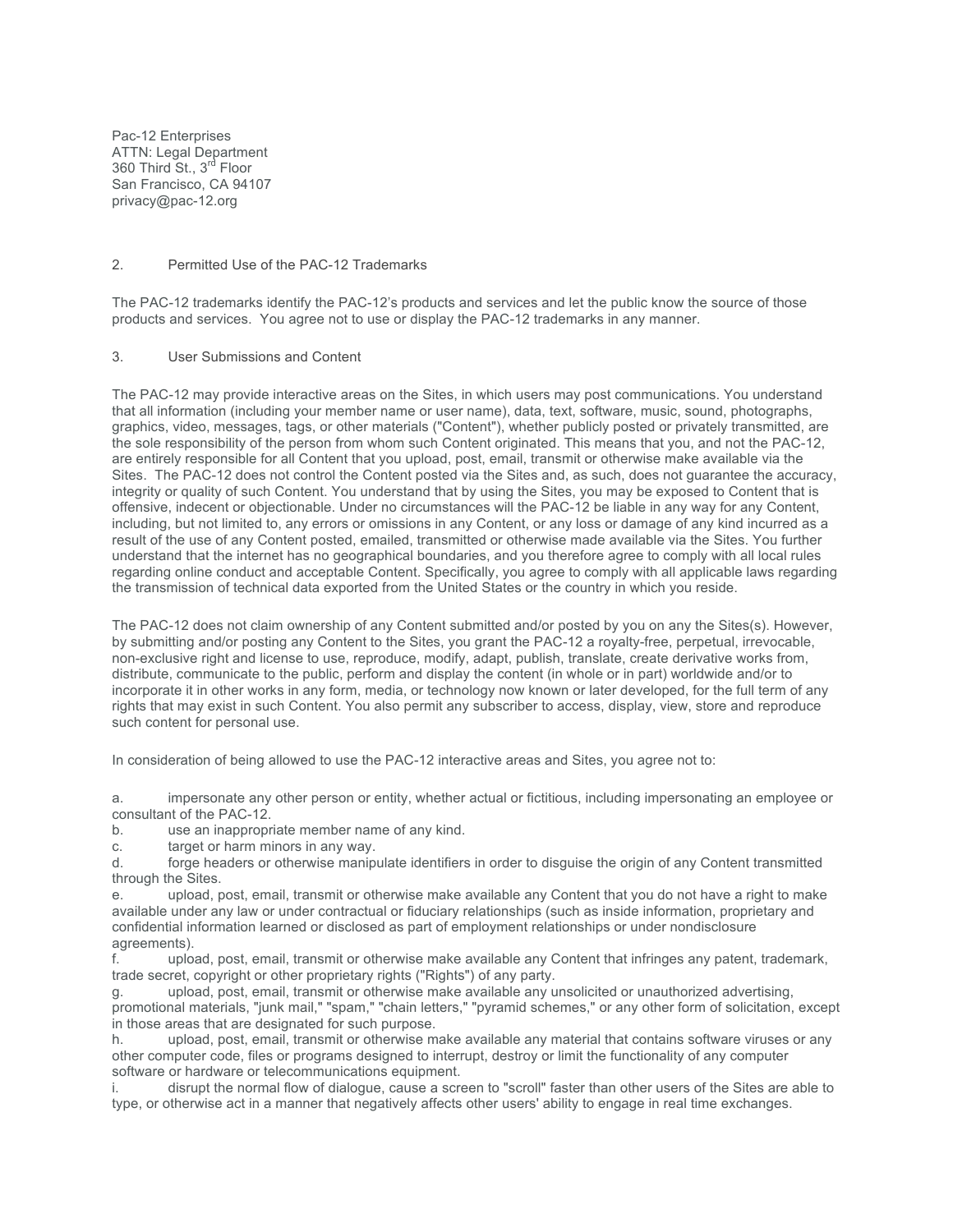Pac-12 Enterprises
ATTN: Legal Department
360 Third St., 3rd Floor
San Francisco, CA 94107
privacy@pac-12.org

## 2. Permitted Use of the PAC-12 Trademarks

The PAC-12 trademarks identify the PAC-12's products and services and let the public know the source of those products and services. You agree not to use or display the PAC-12 trademarks in any manner.

## 3. User Submissions and Content

The PAC-12 may provide interactive areas on the Sites, in which users may post communications. You understand that all information (including your member name or user name), data, text, software, music, sound, photographs, graphics, video, messages, tags, or other materials ("Content"), whether publicly posted or privately transmitted, are the sole responsibility of the person from whom such Content originated. This means that you, and not the PAC-12, are entirely responsible for all Content that you upload, post, email, transmit or otherwise make available via the Sites. The PAC-12 does not control the Content posted via the Sites and, as such, does not guarantee the accuracy, integrity or quality of such Content. You understand that by using the Sites, you may be exposed to Content that is offensive, indecent or objectionable. Under no circumstances will the PAC-12 be liable in any way for any Content, including, but not limited to, any errors or omissions in any Content, or any loss or damage of any kind incurred as a result of the use of any Content posted, emailed, transmitted or otherwise made available via the Sites. You further understand that the internet has no geographical boundaries, and you therefore agree to comply with all local rules regarding online conduct and acceptable Content. Specifically, you agree to comply with all applicable laws regarding the transmission of technical data exported from the United States or the country in which you reside.

The PAC-12 does not claim ownership of any Content submitted and/or posted by you on any the Sites(s). However, by submitting and/or posting any Content to the Sites, you grant the PAC-12 a royalty-free, perpetual, irrevocable, non-exclusive right and license to use, reproduce, modify, adapt, publish, translate, create derivative works from, distribute, communicate to the public, perform and display the content (in whole or in part) worldwide and/or to incorporate it in other works in any form, media, or technology now known or later developed, for the full term of any rights that may exist in such Content. You also permit any subscriber to access, display, view, store and reproduce such content for personal use.

In consideration of being allowed to use the PAC-12 interactive areas and Sites, you agree not to:

a. impersonate any other person or entity, whether actual or fictitious, including impersonating an employee or consultant of the PAC-12.
b. use an inappropriate member name of any kind.
c. target or harm minors in any way.
d. forge headers or otherwise manipulate identifiers in order to disguise the origin of any Content transmitted through the Sites.
e. upload, post, email, transmit or otherwise make available any Content that you do not have a right to make available under any law or under contractual or fiduciary relationships (such as inside information, proprietary and confidential information learned or disclosed as part of employment relationships or under nondisclosure agreements).
f. upload, post, email, transmit or otherwise make available any Content that infringes any patent, trademark, trade secret, copyright or other proprietary rights ("Rights") of any party.
g. upload, post, email, transmit or otherwise make available any unsolicited or unauthorized advertising, promotional materials, "junk mail," "spam," "chain letters," "pyramid schemes," or any other form of solicitation, except in those areas that are designated for such purpose.
h. upload, post, email, transmit or otherwise make available any material that contains software viruses or any other computer code, files or programs designed to interrupt, destroy or limit the functionality of any computer software or hardware or telecommunications equipment.
i. disrupt the normal flow of dialogue, cause a screen to "scroll" faster than other users of the Sites are able to type, or otherwise act in a manner that negatively affects other users' ability to engage in real time exchanges.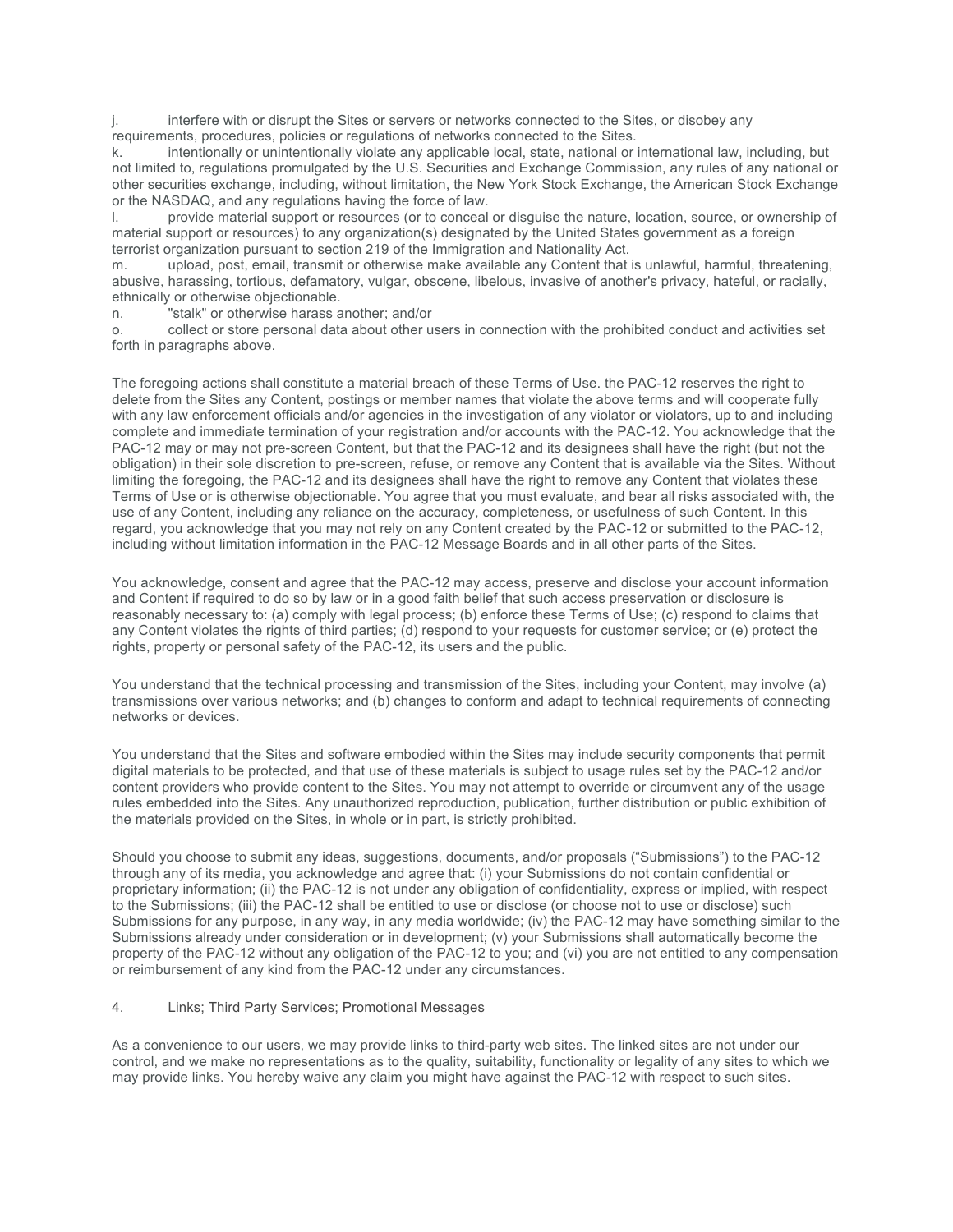j. interfere with or disrupt the Sites or servers or networks connected to the Sites, or disobey any requirements, procedures, policies or regulations of networks connected to the Sites.

k. intentionally or unintentionally violate any applicable local, state, national or international law, including, but not limited to, regulations promulgated by the U.S. Securities and Exchange Commission, any rules of any national or other securities exchange, including, without limitation, the New York Stock Exchange, the American Stock Exchange or the NASDAQ, and any regulations having the force of law.

l. provide material support or resources (or to conceal or disguise the nature, location, source, or ownership of material support or resources) to any organization(s) designated by the United States government as a foreign terrorist organization pursuant to section 219 of the Immigration and Nationality Act.

m. upload, post, email, transmit or otherwise make available any Content that is unlawful, harmful, threatening, abusive, harassing, tortious, defamatory, vulgar, obscene, libelous, invasive of another's privacy, hateful, or racially, ethnically or otherwise objectionable.

n. "stalk" or otherwise harass another; and/or

o. collect or store personal data about other users in connection with the prohibited conduct and activities set forth in paragraphs above.

The foregoing actions shall constitute a material breach of these Terms of Use. the PAC-12 reserves the right to delete from the Sites any Content, postings or member names that violate the above terms and will cooperate fully with any law enforcement officials and/or agencies in the investigation of any violator or violators, up to and including complete and immediate termination of your registration and/or accounts with the PAC-12. You acknowledge that the PAC-12 may or may not pre-screen Content, but that the PAC-12 and its designees shall have the right (but not the obligation) in their sole discretion to pre-screen, refuse, or remove any Content that is available via the Sites. Without limiting the foregoing, the PAC-12 and its designees shall have the right to remove any Content that violates these Terms of Use or is otherwise objectionable. You agree that you must evaluate, and bear all risks associated with, the use of any Content, including any reliance on the accuracy, completeness, or usefulness of such Content. In this regard, you acknowledge that you may not rely on any Content created by the PAC-12 or submitted to the PAC-12, including without limitation information in the PAC-12 Message Boards and in all other parts of the Sites.

You acknowledge, consent and agree that the PAC-12 may access, preserve and disclose your account information and Content if required to do so by law or in a good faith belief that such access preservation or disclosure is reasonably necessary to: (a) comply with legal process; (b) enforce these Terms of Use; (c) respond to claims that any Content violates the rights of third parties; (d) respond to your requests for customer service; or (e) protect the rights, property or personal safety of the PAC-12, its users and the public.

You understand that the technical processing and transmission of the Sites, including your Content, may involve (a) transmissions over various networks; and (b) changes to conform and adapt to technical requirements of connecting networks or devices.

You understand that the Sites and software embodied within the Sites may include security components that permit digital materials to be protected, and that use of these materials is subject to usage rules set by the PAC-12 and/or content providers who provide content to the Sites. You may not attempt to override or circumvent any of the usage rules embedded into the Sites. Any unauthorized reproduction, publication, further distribution or public exhibition of the materials provided on the Sites, in whole or in part, is strictly prohibited.

Should you choose to submit any ideas, suggestions, documents, and/or proposals ("Submissions") to the PAC-12 through any of its media, you acknowledge and agree that: (i) your Submissions do not contain confidential or proprietary information; (ii) the PAC-12 is not under any obligation of confidentiality, express or implied, with respect to the Submissions; (iii) the PAC-12 shall be entitled to use or disclose (or choose not to use or disclose) such Submissions for any purpose, in any way, in any media worldwide; (iv) the PAC-12 may have something similar to the Submissions already under consideration or in development; (v) your Submissions shall automatically become the property of the PAC-12 without any obligation of the PAC-12 to you; and (vi) you are not entitled to any compensation or reimbursement of any kind from the PAC-12 under any circumstances.

## 4. Links; Third Party Services; Promotional Messages

As a convenience to our users, we may provide links to third-party web sites. The linked sites are not under our control, and we make no representations as to the quality, suitability, functionality or legality of any sites to which we may provide links. You hereby waive any claim you might have against the PAC-12 with respect to such sites.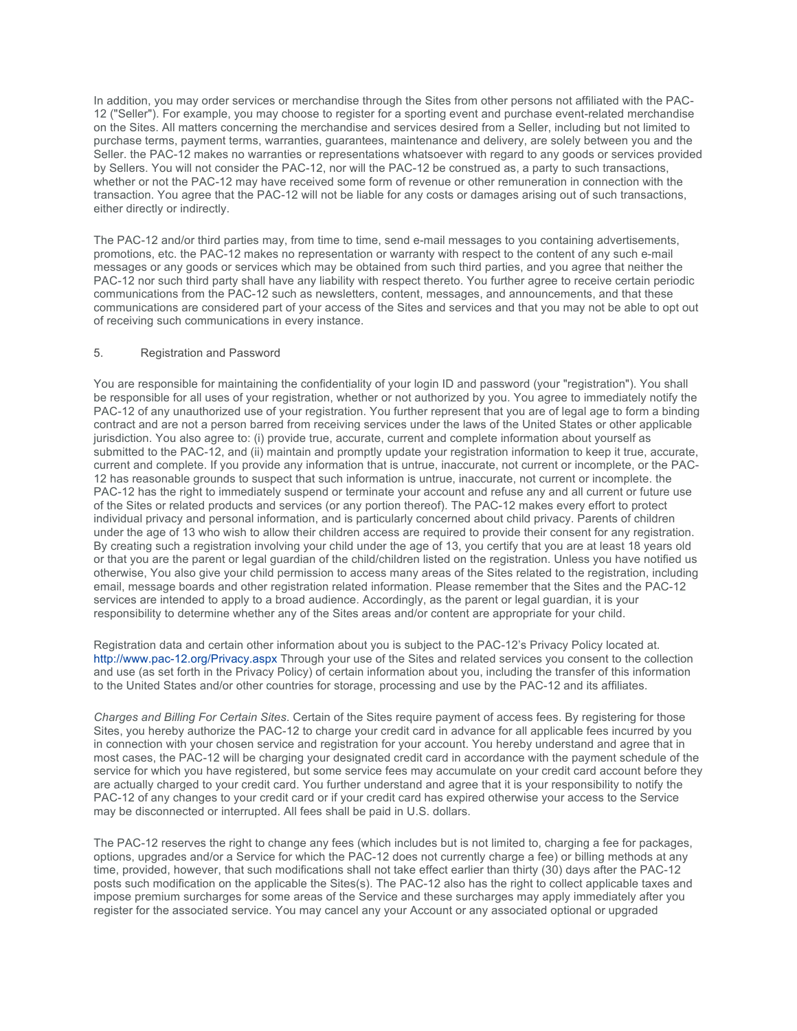In addition, you may order services or merchandise through the Sites from other persons not affiliated with the PAC-12 ("Seller"). For example, you may choose to register for a sporting event and purchase event-related merchandise on the Sites. All matters concerning the merchandise and services desired from a Seller, including but not limited to purchase terms, payment terms, warranties, guarantees, maintenance and delivery, are solely between you and the Seller. the PAC-12 makes no warranties or representations whatsoever with regard to any goods or services provided by Sellers. You will not consider the PAC-12, nor will the PAC-12 be construed as, a party to such transactions, whether or not the PAC-12 may have received some form of revenue or other remuneration in connection with the transaction. You agree that the PAC-12 will not be liable for any costs or damages arising out of such transactions, either directly or indirectly.

The PAC-12 and/or third parties may, from time to time, send e-mail messages to you containing advertisements, promotions, etc. the PAC-12 makes no representation or warranty with respect to the content of any such e-mail messages or any goods or services which may be obtained from such third parties, and you agree that neither the PAC-12 nor such third party shall have any liability with respect thereto. You further agree to receive certain periodic communications from the PAC-12 such as newsletters, content, messages, and announcements, and that these communications are considered part of your access of the Sites and services and that you may not be able to opt out of receiving such communications in every instance.

5. Registration and Password

You are responsible for maintaining the confidentiality of your login ID and password (your "registration"). You shall be responsible for all uses of your registration, whether or not authorized by you. You agree to immediately notify the PAC-12 of any unauthorized use of your registration. You further represent that you are of legal age to form a binding contract and are not a person barred from receiving services under the laws of the United States or other applicable jurisdiction. You also agree to: (i) provide true, accurate, current and complete information about yourself as submitted to the PAC-12, and (ii) maintain and promptly update your registration information to keep it true, accurate, current and complete. If you provide any information that is untrue, inaccurate, not current or incomplete, or the PAC-12 has reasonable grounds to suspect that such information is untrue, inaccurate, not current or incomplete. the PAC-12 has the right to immediately suspend or terminate your account and refuse any and all current or future use of the Sites or related products and services (or any portion thereof). The PAC-12 makes every effort to protect individual privacy and personal information, and is particularly concerned about child privacy. Parents of children under the age of 13 who wish to allow their children access are required to provide their consent for any registration. By creating such a registration involving your child under the age of 13, you certify that you are at least 18 years old or that you are the parent or legal guardian of the child/children listed on the registration. Unless you have notified us otherwise, You also give your child permission to access many areas of the Sites related to the registration, including email, message boards and other registration related information. Please remember that the Sites and the PAC-12 services are intended to apply to a broad audience. Accordingly, as the parent or legal guardian, it is your responsibility to determine whether any of the Sites areas and/or content are appropriate for your child.

Registration data and certain other information about you is subject to the PAC-12's Privacy Policy located at. http://www.pac-12.org/Privacy.aspx Through your use of the Sites and related services you consent to the collection and use (as set forth in the Privacy Policy) of certain information about you, including the transfer of this information to the United States and/or other countries for storage, processing and use by the PAC-12 and its affiliates.

*Charges and Billing For Certain Sites*. Certain of the Sites require payment of access fees. By registering for those Sites, you hereby authorize the PAC-12 to charge your credit card in advance for all applicable fees incurred by you in connection with your chosen service and registration for your account. You hereby understand and agree that in most cases, the PAC-12 will be charging your designated credit card in accordance with the payment schedule of the service for which you have registered, but some service fees may accumulate on your credit card account before they are actually charged to your credit card. You further understand and agree that it is your responsibility to notify the PAC-12 of any changes to your credit card or if your credit card has expired otherwise your access to the Service may be disconnected or interrupted. All fees shall be paid in U.S. dollars.

The PAC-12 reserves the right to change any fees (which includes but is not limited to, charging a fee for packages, options, upgrades and/or a Service for which the PAC-12 does not currently charge a fee) or billing methods at any time, provided, however, that such modifications shall not take effect earlier than thirty (30) days after the PAC-12 posts such modification on the applicable the Sites(s). The PAC-12 also has the right to collect applicable taxes and impose premium surcharges for some areas of the Service and these surcharges may apply immediately after you register for the associated service. You may cancel any your Account or any associated optional or upgraded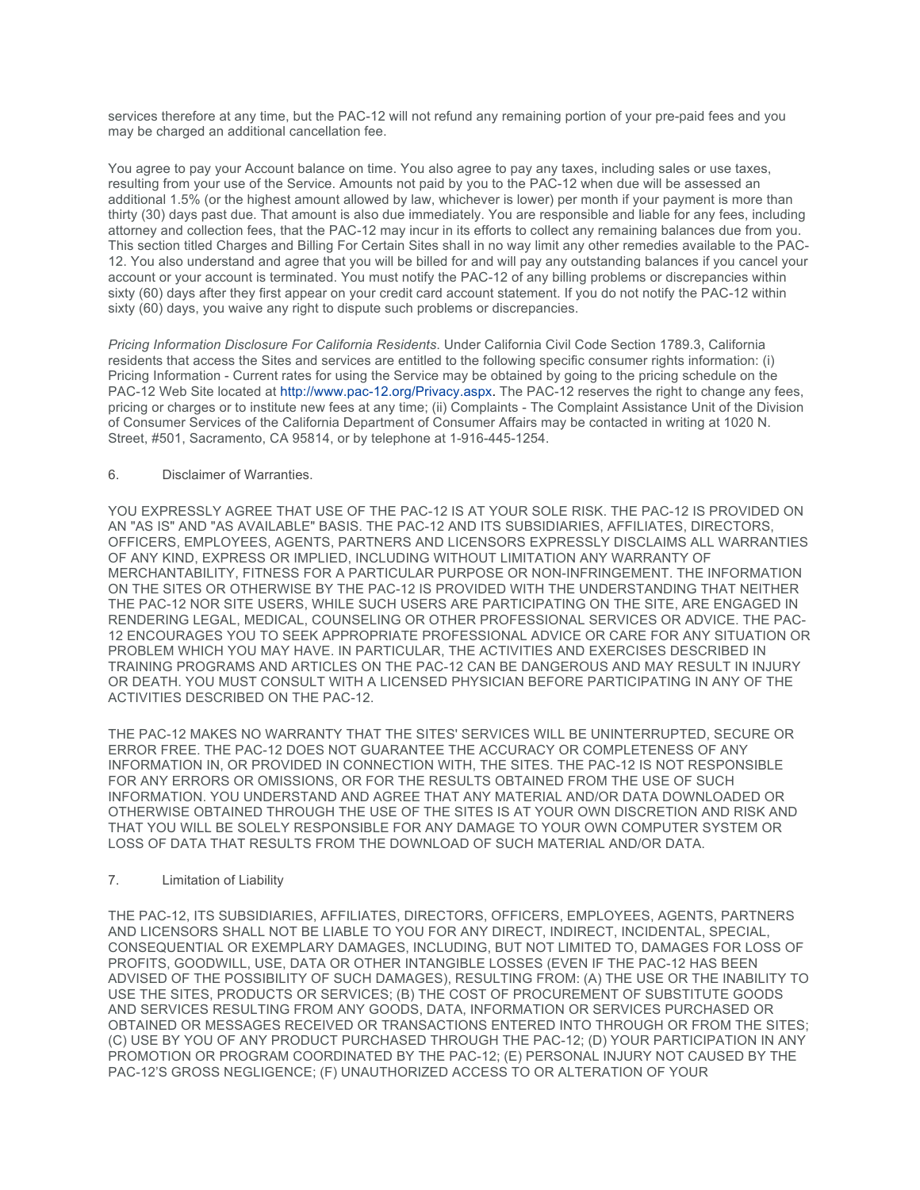services therefore at any time, but the PAC-12 will not refund any remaining portion of your pre-paid fees and you may be charged an additional cancellation fee.

You agree to pay your Account balance on time. You also agree to pay any taxes, including sales or use taxes, resulting from your use of the Service. Amounts not paid by you to the PAC-12 when due will be assessed an additional 1.5% (or the highest amount allowed by law, whichever is lower) per month if your payment is more than thirty (30) days past due. That amount is also due immediately. You are responsible and liable for any fees, including attorney and collection fees, that the PAC-12 may incur in its efforts to collect any remaining balances due from you. This section titled Charges and Billing For Certain Sites shall in no way limit any other remedies available to the PAC-12. You also understand and agree that you will be billed for and will pay any outstanding balances if you cancel your account or your account is terminated. You must notify the PAC-12 of any billing problems or discrepancies within sixty (60) days after they first appear on your credit card account statement. If you do not notify the PAC-12 within sixty (60) days, you waive any right to dispute such problems or discrepancies.

*Pricing Information Disclosure For California Residents*. Under California Civil Code Section 1789.3, California residents that access the Sites and services are entitled to the following specific consumer rights information: (i) Pricing Information - Current rates for using the Service may be obtained by going to the pricing schedule on the PAC-12 Web Site located at http://www.pac-12.org/Privacy.aspx. The PAC-12 reserves the right to change any fees, pricing or charges or to institute new fees at any time; (ii) Complaints - The Complaint Assistance Unit of the Division of Consumer Services of the California Department of Consumer Affairs may be contacted in writing at 1020 N. Street, #501, Sacramento, CA 95814, or by telephone at 1-916-445-1254.

## 6. Disclaimer of Warranties.

YOU EXPRESSLY AGREE THAT USE OF THE PAC-12 IS AT YOUR SOLE RISK. THE PAC-12 IS PROVIDED ON AN "AS IS" AND "AS AVAILABLE" BASIS. THE PAC-12 AND ITS SUBSIDIARIES, AFFILIATES, DIRECTORS, OFFICERS, EMPLOYEES, AGENTS, PARTNERS AND LICENSORS EXPRESSLY DISCLAIMS ALL WARRANTIES OF ANY KIND, EXPRESS OR IMPLIED, INCLUDING WITHOUT LIMITATION ANY WARRANTY OF MERCHANTABILITY, FITNESS FOR A PARTICULAR PURPOSE OR NON-INFRINGEMENT. THE INFORMATION ON THE SITES OR OTHERWISE BY THE PAC-12 IS PROVIDED WITH THE UNDERSTANDING THAT NEITHER THE PAC-12 NOR SITE USERS, WHILE SUCH USERS ARE PARTICIPATING ON THE SITE, ARE ENGAGED IN RENDERING LEGAL, MEDICAL, COUNSELING OR OTHER PROFESSIONAL SERVICES OR ADVICE. THE PAC-12 ENCOURAGES YOU TO SEEK APPROPRIATE PROFESSIONAL ADVICE OR CARE FOR ANY SITUATION OR PROBLEM WHICH YOU MAY HAVE. IN PARTICULAR, THE ACTIVITIES AND EXERCISES DESCRIBED IN TRAINING PROGRAMS AND ARTICLES ON THE PAC-12 CAN BE DANGEROUS AND MAY RESULT IN INJURY OR DEATH. YOU MUST CONSULT WITH A LICENSED PHYSICIAN BEFORE PARTICIPATING IN ANY OF THE ACTIVITIES DESCRIBED ON THE PAC-12.

THE PAC-12 MAKES NO WARRANTY THAT THE SITES' SERVICES WILL BE UNINTERRUPTED, SECURE OR ERROR FREE. THE PAC-12 DOES NOT GUARANTEE THE ACCURACY OR COMPLETENESS OF ANY INFORMATION IN, OR PROVIDED IN CONNECTION WITH, THE SITES. THE PAC-12 IS NOT RESPONSIBLE FOR ANY ERRORS OR OMISSIONS, OR FOR THE RESULTS OBTAINED FROM THE USE OF SUCH INFORMATION. YOU UNDERSTAND AND AGREE THAT ANY MATERIAL AND/OR DATA DOWNLOADED OR OTHERWISE OBTAINED THROUGH THE USE OF THE SITES IS AT YOUR OWN DISCRETION AND RISK AND THAT YOU WILL BE SOLELY RESPONSIBLE FOR ANY DAMAGE TO YOUR OWN COMPUTER SYSTEM OR LOSS OF DATA THAT RESULTS FROM THE DOWNLOAD OF SUCH MATERIAL AND/OR DATA.

## 7. Limitation of Liability

THE PAC-12, ITS SUBSIDIARIES, AFFILIATES, DIRECTORS, OFFICERS, EMPLOYEES, AGENTS, PARTNERS AND LICENSORS SHALL NOT BE LIABLE TO YOU FOR ANY DIRECT, INDIRECT, INCIDENTAL, SPECIAL, CONSEQUENTIAL OR EXEMPLARY DAMAGES, INCLUDING, BUT NOT LIMITED TO, DAMAGES FOR LOSS OF PROFITS, GOODWILL, USE, DATA OR OTHER INTANGIBLE LOSSES (EVEN IF THE PAC-12 HAS BEEN ADVISED OF THE POSSIBILITY OF SUCH DAMAGES), RESULTING FROM: (A) THE USE OR THE INABILITY TO USE THE SITES, PRODUCTS OR SERVICES; (B) THE COST OF PROCUREMENT OF SUBSTITUTE GOODS AND SERVICES RESULTING FROM ANY GOODS, DATA, INFORMATION OR SERVICES PURCHASED OR OBTAINED OR MESSAGES RECEIVED OR TRANSACTIONS ENTERED INTO THROUGH OR FROM THE SITES; (C) USE BY YOU OF ANY PRODUCT PURCHASED THROUGH THE PAC-12; (D) YOUR PARTICIPATION IN ANY PROMOTION OR PROGRAM COORDINATED BY THE PAC-12; (E) PERSONAL INJURY NOT CAUSED BY THE PAC-12'S GROSS NEGLIGENCE; (F) UNAUTHORIZED ACCESS TO OR ALTERATION OF YOUR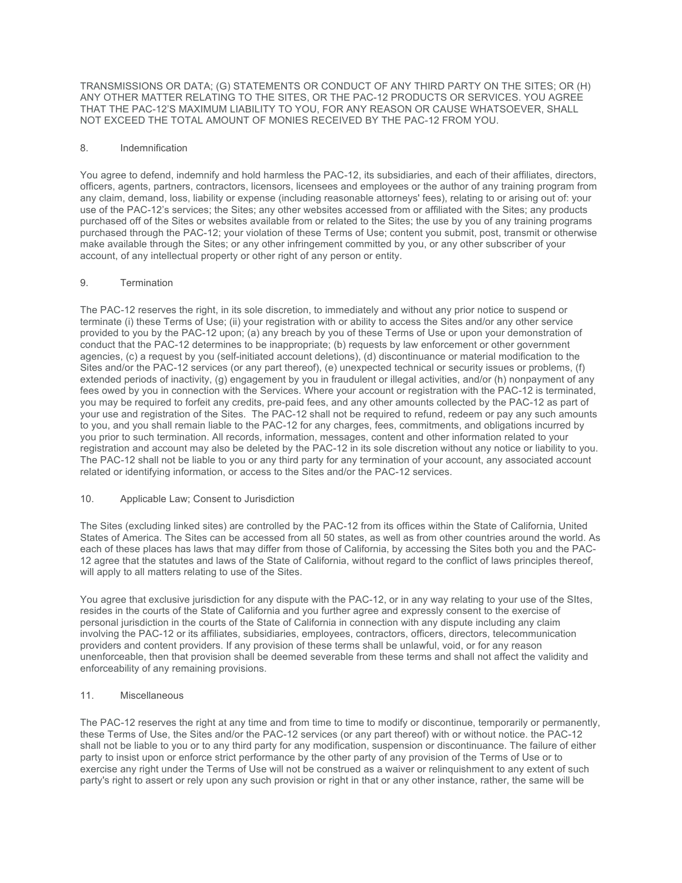TRANSMISSIONS OR DATA; (G) STATEMENTS OR CONDUCT OF ANY THIRD PARTY ON THE SITES; OR (H) ANY OTHER MATTER RELATING TO THE SITES, OR THE PAC-12 PRODUCTS OR SERVICES. YOU AGREE THAT THE PAC-12'S MAXIMUM LIABILITY TO YOU, FOR ANY REASON OR CAUSE WHATSOEVER, SHALL NOT EXCEED THE TOTAL AMOUNT OF MONIES RECEIVED BY THE PAC-12 FROM YOU.

## 8. Indemnification

You agree to defend, indemnify and hold harmless the PAC-12, its subsidiaries, and each of their affiliates, directors, officers, agents, partners, contractors, licensors, licensees and employees or the author of any training program from any claim, demand, loss, liability or expense (including reasonable attorneys' fees), relating to or arising out of: your use of the PAC-12's services; the Sites; any other websites accessed from or affiliated with the Sites; any products purchased off of the Sites or websites available from or related to the Sites; the use by you of any training programs purchased through the PAC-12; your violation of these Terms of Use; content you submit, post, transmit or otherwise make available through the Sites; or any other infringement committed by you, or any other subscriber of your account, of any intellectual property or other right of any person or entity.

## 9. Termination

The PAC-12 reserves the right, in its sole discretion, to immediately and without any prior notice to suspend or terminate (i) these Terms of Use; (ii) your registration with or ability to access the Sites and/or any other service provided to you by the PAC-12 upon; (a) any breach by you of these Terms of Use or upon your demonstration of conduct that the PAC-12 determines to be inappropriate; (b) requests by law enforcement or other government agencies, (c) a request by you (self-initiated account deletions), (d) discontinuance or material modification to the Sites and/or the PAC-12 services (or any part thereof), (e) unexpected technical or security issues or problems, (f) extended periods of inactivity, (g) engagement by you in fraudulent or illegal activities, and/or (h) nonpayment of any fees owed by you in connection with the Services. Where your account or registration with the PAC-12 is terminated, you may be required to forfeit any credits, pre-paid fees, and any other amounts collected by the PAC-12 as part of your use and registration of the Sites. The PAC-12 shall not be required to refund, redeem or pay any such amounts to you, and you shall remain liable to the PAC-12 for any charges, fees, commitments, and obligations incurred by you prior to such termination. All records, information, messages, content and other information related to your registration and account may also be deleted by the PAC-12 in its sole discretion without any notice or liability to you. The PAC-12 shall not be liable to you or any third party for any termination of your account, any associated account related or identifying information, or access to the Sites and/or the PAC-12 services.

## 10. Applicable Law; Consent to Jurisdiction

The Sites (excluding linked sites) are controlled by the PAC-12 from its offices within the State of California, United States of America. The Sites can be accessed from all 50 states, as well as from other countries around the world. As each of these places has laws that may differ from those of California, by accessing the Sites both you and the PAC-12 agree that the statutes and laws of the State of California, without regard to the conflict of laws principles thereof, will apply to all matters relating to use of the Sites.

You agree that exclusive jurisdiction for any dispute with the PAC-12, or in any way relating to your use of the SItes, resides in the courts of the State of California and you further agree and expressly consent to the exercise of personal jurisdiction in the courts of the State of California in connection with any dispute including any claim involving the PAC-12 or its affiliates, subsidiaries, employees, contractors, officers, directors, telecommunication providers and content providers. If any provision of these terms shall be unlawful, void, or for any reason unenforceable, then that provision shall be deemed severable from these terms and shall not affect the validity and enforceability of any remaining provisions.

## 11. Miscellaneous

The PAC-12 reserves the right at any time and from time to time to modify or discontinue, temporarily or permanently, these Terms of Use, the Sites and/or the PAC-12 services (or any part thereof) with or without notice. the PAC-12 shall not be liable to you or to any third party for any modification, suspension or discontinuance. The failure of either party to insist upon or enforce strict performance by the other party of any provision of the Terms of Use or to exercise any right under the Terms of Use will not be construed as a waiver or relinquishment to any extent of such party's right to assert or rely upon any such provision or right in that or any other instance, rather, the same will be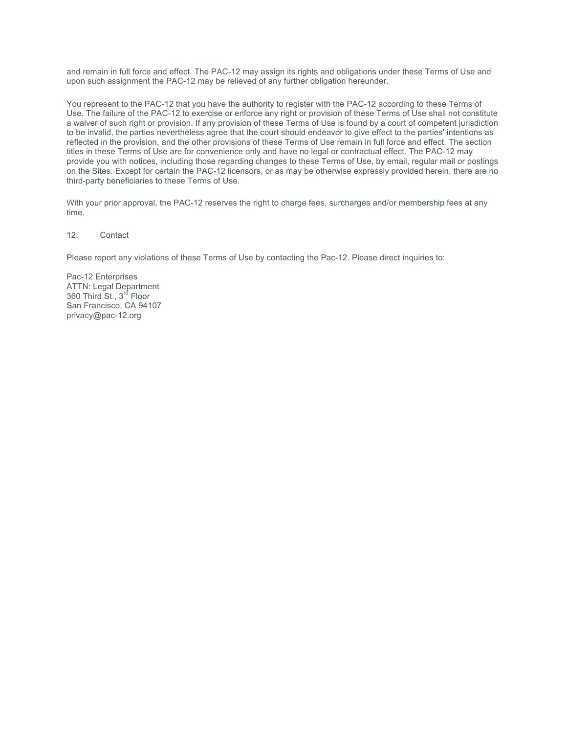and remain in full force and effect. The PAC-12 may assign its rights and obligations under these Terms of Use and upon such assignment the PAC-12 may be relieved of any further obligation hereunder.

You represent to the PAC-12 that you have the authority to register with the PAC-12 according to these Terms of Use. The failure of the PAC-12 to exercise or enforce any right or provision of these Terms of Use shall not constitute a waiver of such right or provision. If any provision of these Terms of Use is found by a court of competent jurisdiction to be invalid, the parties nevertheless agree that the court should endeavor to give effect to the parties' intentions as reflected in the provision, and the other provisions of these Terms of Use remain in full force and effect. The section titles in these Terms of Use are for convenience only and have no legal or contractual effect. The PAC-12 may provide you with notices, including those regarding changes to these Terms of Use, by email, regular mail or postings on the Sites. Except for certain the PAC-12 licensors, or as may be otherwise expressly provided herein, there are no third-party beneficiaries to these Terms of Use.

With your prior approval, the PAC-12 reserves the right to charge fees, surcharges and/or membership fees at any time.

## 12. Contact

Please report any violations of these Terms of Use by contacting the Pac-12. Please direct inquiries to:

Pac-12 Enterprises
ATTN: Legal Department
360 Third St., 3rd Floor
San Francisco, CA 94107
privacy@pac-12.org